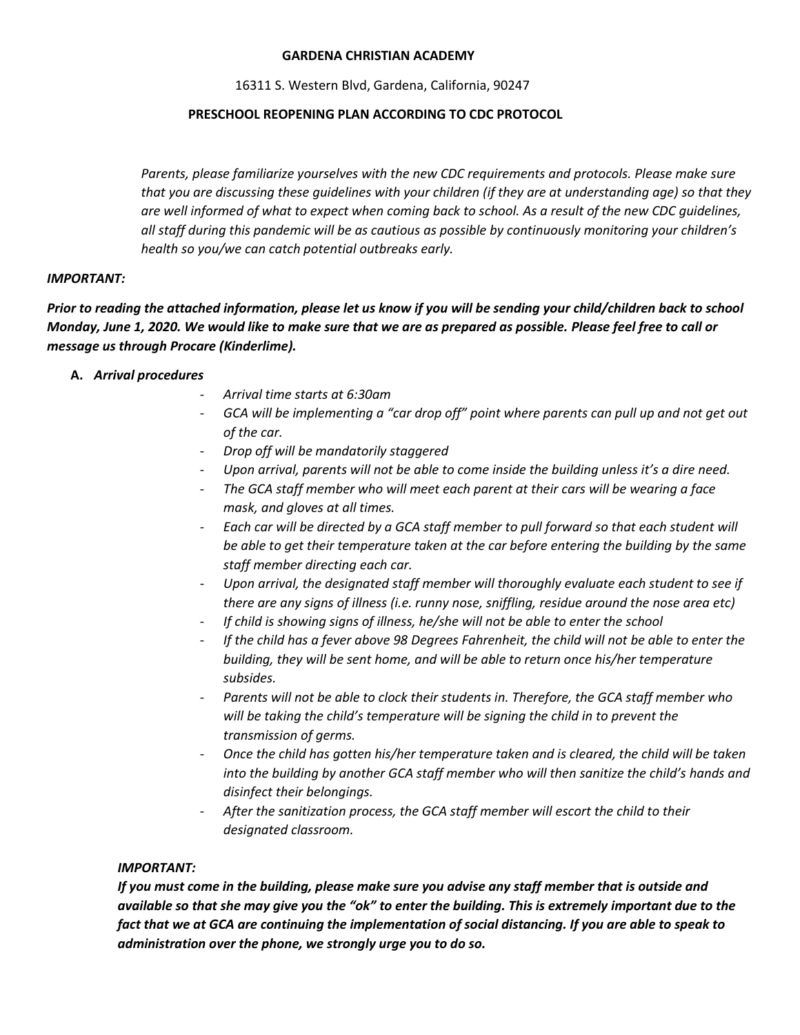**GARDENA CHRISTIAN ACADEMY**

16311 S. Western Blvd, Gardena, California, 90247

**PRESCHOOL REOPENING PLAN ACCORDING TO CDC PROTOCOL**

*Parents, please familiarize yourselves with the new CDC requirements and protocols. Please make sure that you are discussing these guidelines with your children (if they are at understanding age) so that they are well informed of what to expect when coming back to school. As a result of the new CDC guidelines, all staff during this pandemic will be as cautious as possible by continuously monitoring your children's health so you/we can catch potential outbreaks early.*

***IMPORTANT:***

***Prior to reading the attached information, please let us know if you will be sending your child/children back to school Monday, June 1, 2020. We would like to make sure that we are as prepared as possible. Please feel free to call or message us through Procare (Kinderlime).***

**A.** ***Arrival procedures***

- *Arrival time starts at 6:30am*
- *GCA will be implementing a "car drop off" point where parents can pull up and not get out of the car.*
- *Drop off will be mandatorily staggered*
- *Upon arrival, parents will not be able to come inside the building unless it's a dire need.*
- *The GCA staff member who will meet each parent at their cars will be wearing a face mask, and gloves at all times.*
- *Each car will be directed by a GCA staff member to pull forward so that each student will be able to get their temperature taken at the car before entering the building by the same staff member directing each car.*
- *Upon arrival, the designated staff member will thoroughly evaluate each student to see if there are any signs of illness (i.e. runny nose, sniffling, residue around the nose area etc)*
- *If child is showing signs of illness, he/she will not be able to enter the school*
- *If the child has a fever above 98 Degrees Fahrenheit, the child will not be able to enter the building, they will be sent home, and will be able to return once his/her temperature subsides.*
- *Parents will not be able to clock their students in. Therefore, the GCA staff member who will be taking the child's temperature will be signing the child in to prevent the transmission of germs.*
- *Once the child has gotten his/her temperature taken and is cleared, the child will be taken into the building by another GCA staff member who will then sanitize the child's hands and disinfect their belongings.*
- *After the sanitization process, the GCA staff member will escort the child to their designated classroom.*

***IMPORTANT:***

***If you must come in the building, please make sure you advise any staff member that is outside and available so that she may give you the "ok" to enter the building. This is extremely important due to the fact that we at GCA are continuing the implementation of social distancing. If you are able to speak to administration over the phone, we strongly urge you to do so.***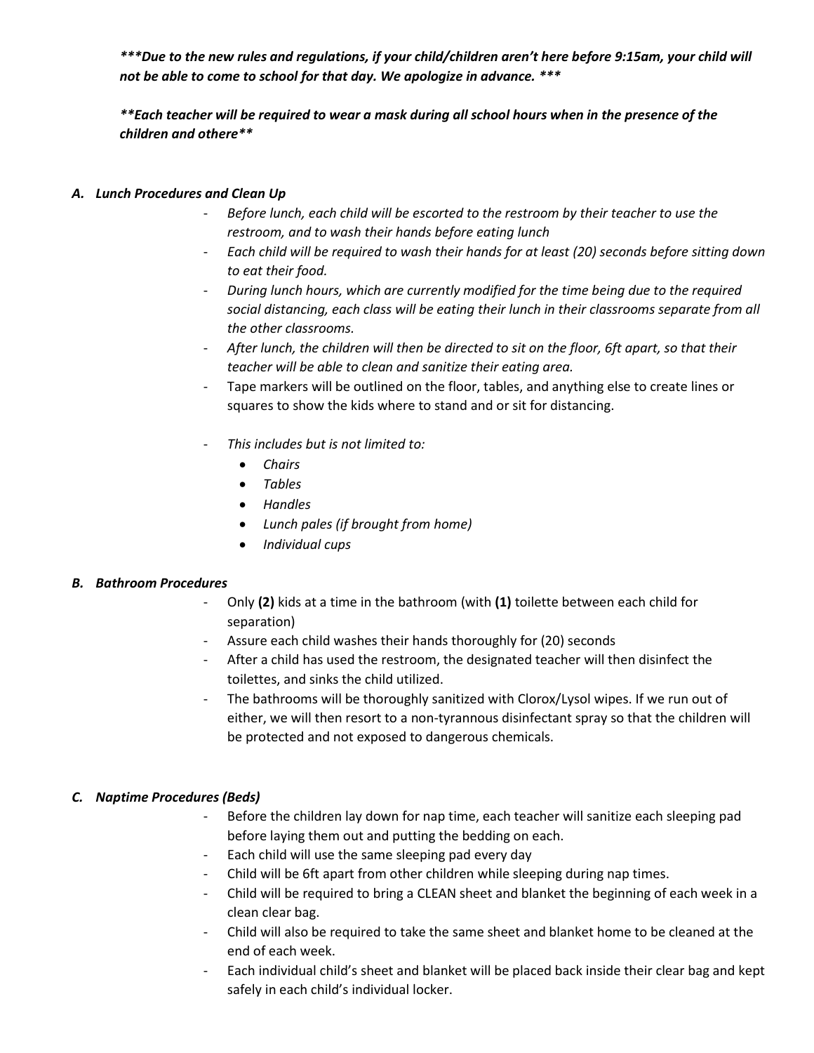***\*Due to the new rules and regulations, if your child/children aren't here before 9:15am, your child will not be able to come to school for that day. We apologize in advance. \*\*\****

***\*Each teacher will be required to wear a mask during all school hours when in the presence of the children and othere\*\****

### *A. Lunch Procedures and Clean Up*

- *Before lunch, each child will be escorted to the restroom by their teacher to use the restroom, and to wash their hands before eating lunch*
- *Each child will be required to wash their hands for at least (20) seconds before sitting down to eat their food.*
- *During lunch hours, which are currently modified for the time being due to the required social distancing, each class will be eating their lunch in their classrooms separate from all the other classrooms.*
- *After lunch, the children will then be directed to sit on the floor, 6ft apart, so that their teacher will be able to clean and sanitize their eating area.*
- Tape markers will be outlined on the floor, tables, and anything else to create lines or squares to show the kids where to stand and or sit for distancing.
- *This includes but is not limited to:*
  - *Chairs*
  - *Tables*
  - *Handles*
  - *Lunch pales (if brought from home)*
  - *Individual cups*

### *B. Bathroom Procedures*

- Only **(2)** kids at a time in the bathroom (with **(1)** toilette between each child for separation)
- Assure each child washes their hands thoroughly for (20) seconds
- After a child has used the restroom, the designated teacher will then disinfect the toilettes, and sinks the child utilized.
- The bathrooms will be thoroughly sanitized with Clorox/Lysol wipes. If we run out of either, we will then resort to a non-tyrannous disinfectant spray so that the children will be protected and not exposed to dangerous chemicals.

### *C. Naptime Procedures (Beds)*

- Before the children lay down for nap time, each teacher will sanitize each sleeping pad before laying them out and putting the bedding on each.
- Each child will use the same sleeping pad every day
- Child will be 6ft apart from other children while sleeping during nap times.
- Child will be required to bring a CLEAN sheet and blanket the beginning of each week in a clean clear bag.
- Child will also be required to take the same sheet and blanket home to be cleaned at the end of each week.
- Each individual child's sheet and blanket will be placed back inside their clear bag and kept safely in each child's individual locker.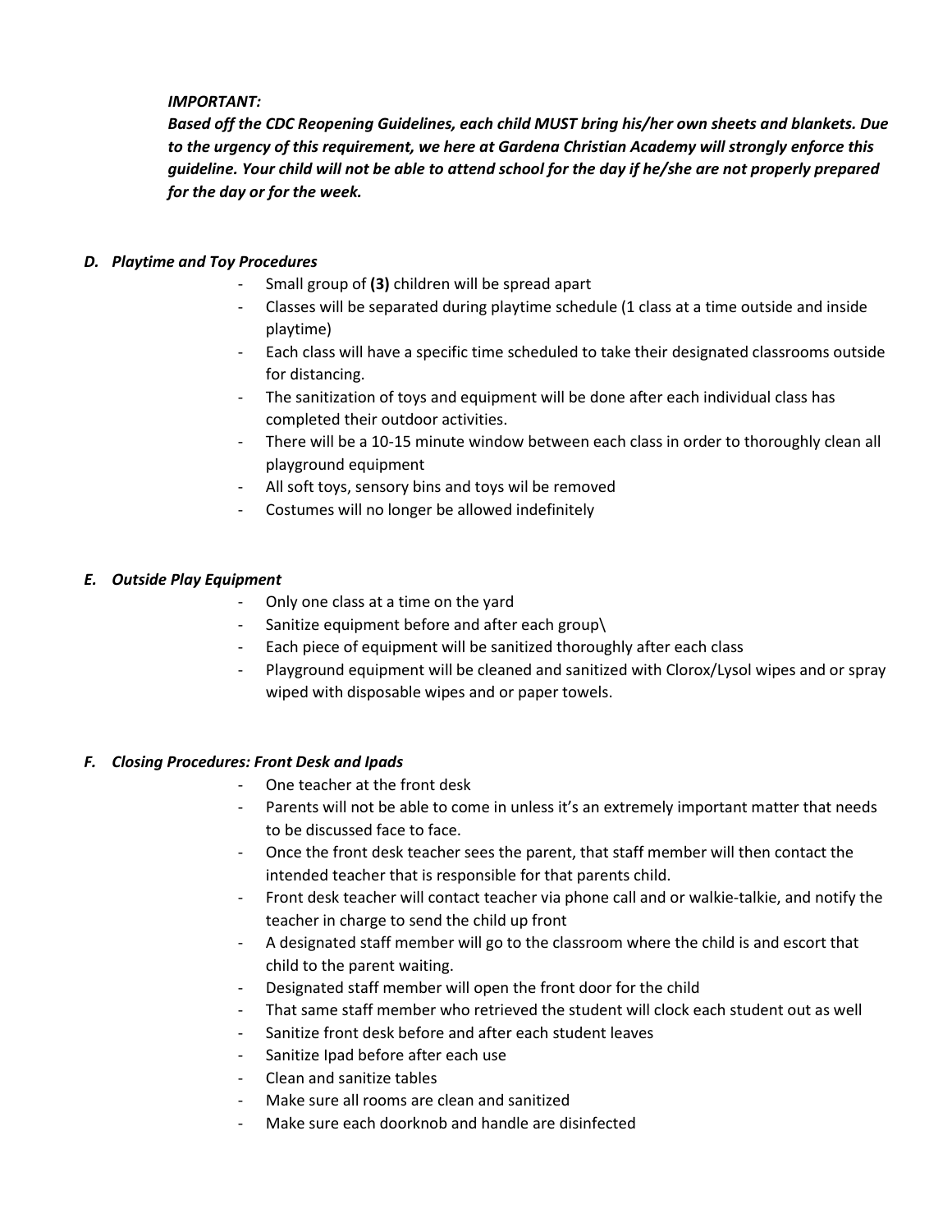***IMPORTANT:***

***Based off the CDC Reopening Guidelines, each child MUST bring his/her own sheets and blankets. Due to the urgency of this requirement, we here at Gardena Christian Academy will strongly enforce this guideline. Your child will not be able to attend school for the day if he/she are not properly prepared for the day or for the week.***

### *D. Playtime and Toy Procedures*

- Small group of **(3)** children will be spread apart
- Classes will be separated during playtime schedule (1 class at a time outside and inside playtime)
- Each class will have a specific time scheduled to take their designated classrooms outside for distancing.
- The sanitization of toys and equipment will be done after each individual class has completed their outdoor activities.
- There will be a 10-15 minute window between each class in order to thoroughly clean all playground equipment
- All soft toys, sensory bins and toys wil be removed
- Costumes will no longer be allowed indefinitely

### *E. Outside Play Equipment*

- Only one class at a time on the yard
- Sanitize equipment before and after each group\
- Each piece of equipment will be sanitized thoroughly after each class
- Playground equipment will be cleaned and sanitized with Clorox/Lysol wipes and or spray wiped with disposable wipes and or paper towels.

### *F. Closing Procedures: Front Desk and Ipads*

- One teacher at the front desk
- Parents will not be able to come in unless it's an extremely important matter that needs to be discussed face to face.
- Once the front desk teacher sees the parent, that staff member will then contact the intended teacher that is responsible for that parents child.
- Front desk teacher will contact teacher via phone call and or walkie-talkie, and notify the teacher in charge to send the child up front
- A designated staff member will go to the classroom where the child is and escort that child to the parent waiting.
- Designated staff member will open the front door for the child
- That same staff member who retrieved the student will clock each student out as well
- Sanitize front desk before and after each student leaves
- Sanitize Ipad before after each use
- Clean and sanitize tables
- Make sure all rooms are clean and sanitized
- Make sure each doorknob and handle are disinfected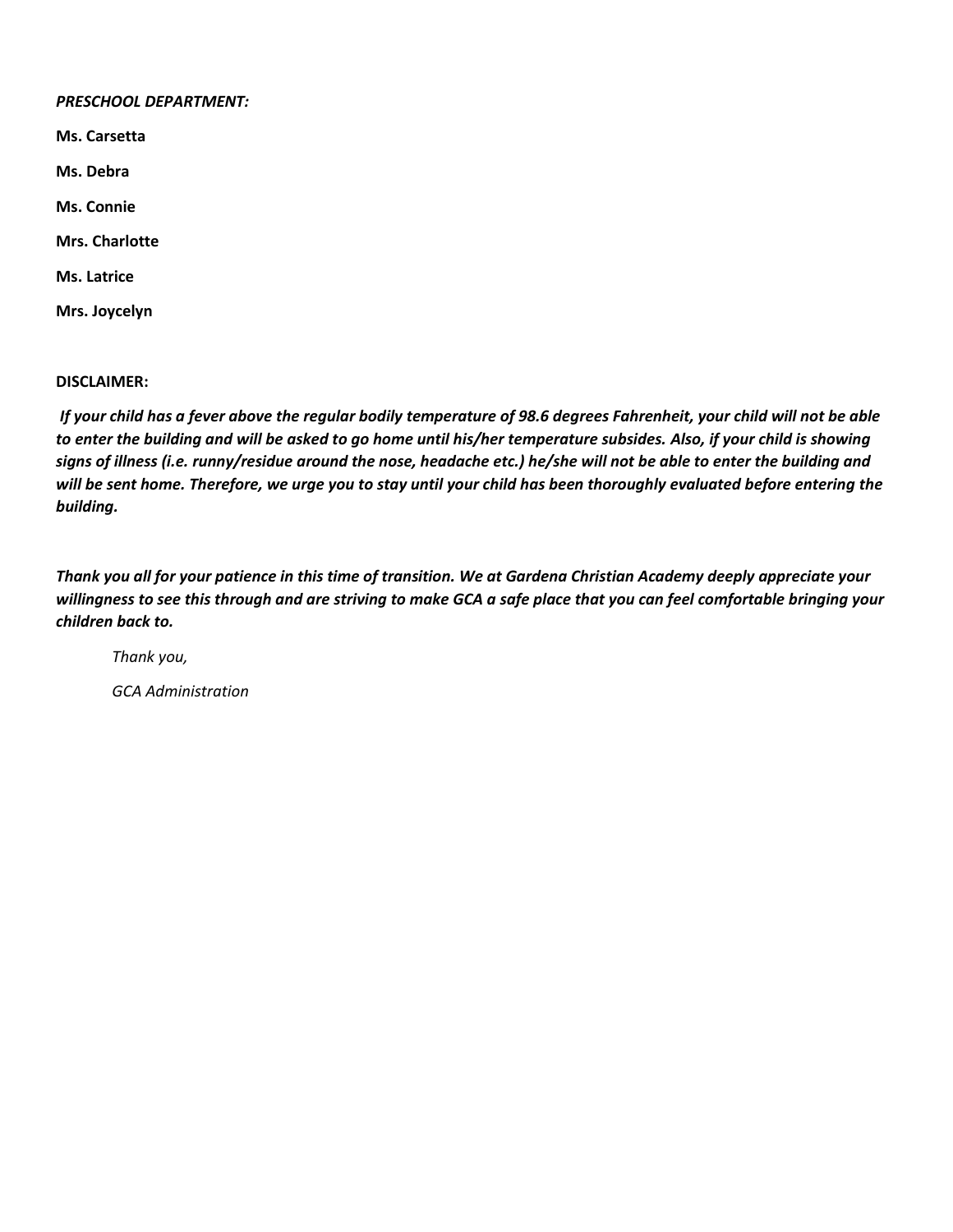***PRESCHOOL DEPARTMENT:***

**Ms. Carsetta**

**Ms. Debra**

**Ms. Connie**

**Mrs. Charlotte**

**Ms. Latrice**

**Mrs. Joycelyn**

**DISCLAIMER:**

***If your child has a fever above the regular bodily temperature of 98.6 degrees Fahrenheit, your child will not be able to enter the building and will be asked to go home until his/her temperature subsides. Also, if your child is showing signs of illness (i.e. runny/residue around the nose, headache etc.) he/she will not be able to enter the building and will be sent home. Therefore, we urge you to stay until your child has been thoroughly evaluated before entering the building.***

***Thank you all for your patience in this time of transition. We at Gardena Christian Academy deeply appreciate your willingness to see this through and are striving to make GCA a safe place that you can feel comfortable bringing your children back to.***

*Thank you,*

*GCA Administration*